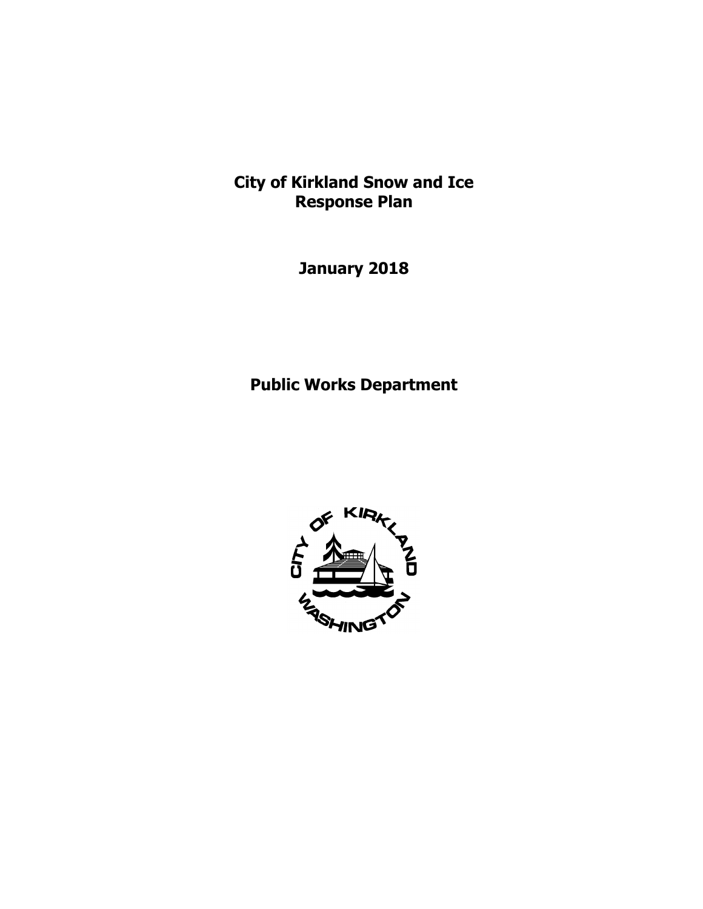# City of Kirkland Snow and Ice Response Plan

## January 2018

## Public Works Department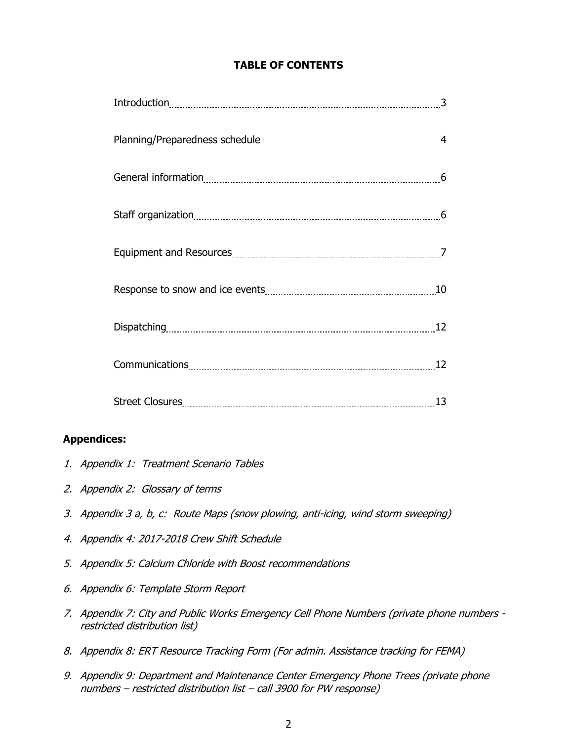**TABLE OF CONTENTS**

| | |
|---|---|
| Introduction | 3 |
| Planning/Preparedness schedule | 4 |
| General information | 6 |
| Staff organization | 6 |
| Equipment and Resources | 7 |
| Response to snow and ice events | 10 |
| Dispatching | 12 |
| Communications | 12 |
| Street Closures | 13 |

**Appendices:**

1. *Appendix 1: Treatment Scenario Tables*
2. *Appendix 2: Glossary of terms*
3. *Appendix 3 a, b, c: Route Maps (snow plowing, anti-icing, wind storm sweeping)*
4. *Appendix 4: 2017-2018 Crew Shift Schedule*
5. *Appendix 5: Calcium Chloride with Boost recommendations*
6. *Appendix 6: Template Storm Report*
7. *Appendix 7: City and Public Works Emergency Cell Phone Numbers (private phone numbers - restricted distribution list)*
8. *Appendix 8: ERT Resource Tracking Form (For admin. Assistance tracking for FEMA)*
9. *Appendix 9: Department and Maintenance Center Emergency Phone Trees (private phone numbers – restricted distribution list – call 3900 for PW response)*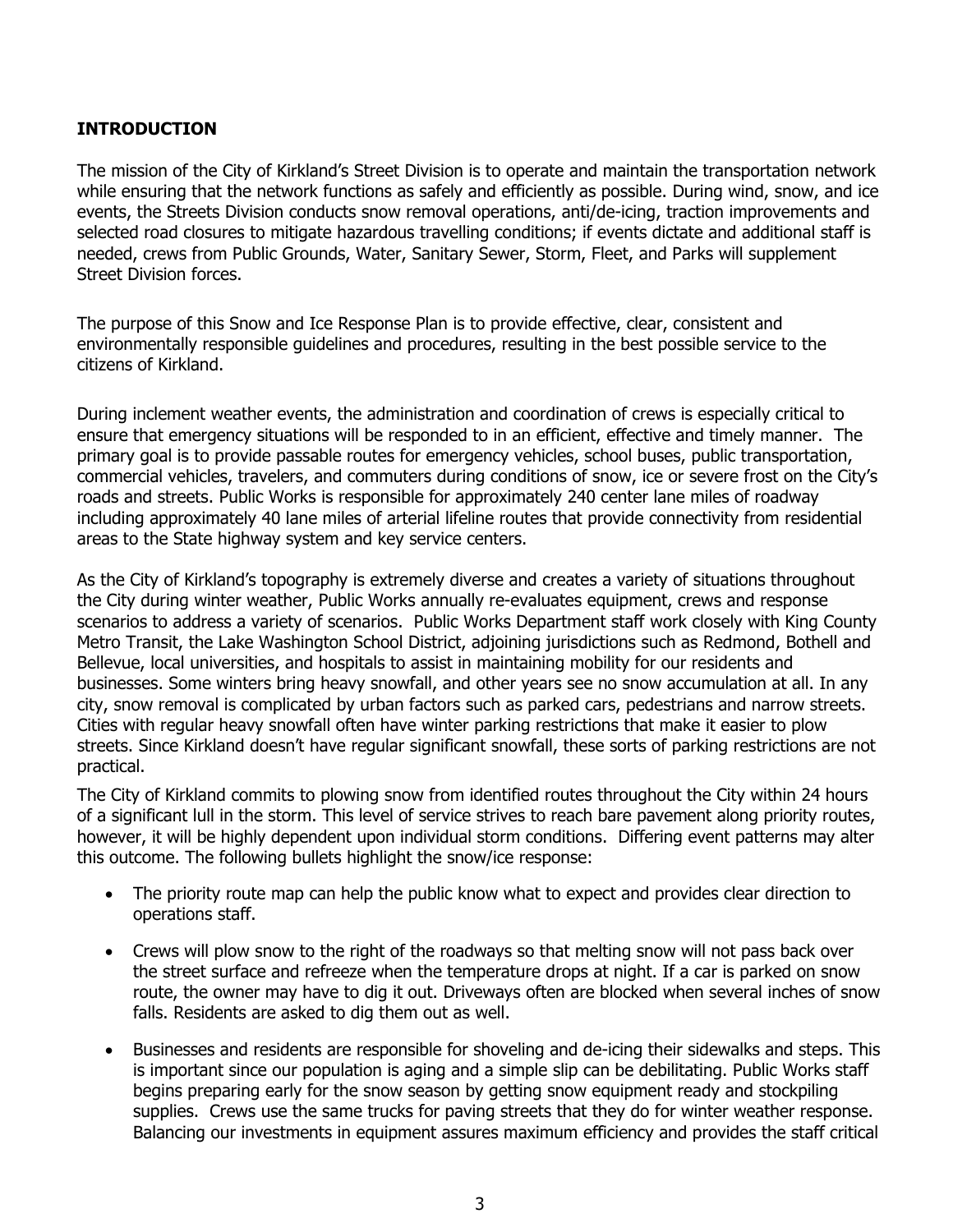## INTRODUCTION

The mission of the City of Kirkland's Street Division is to operate and maintain the transportation network while ensuring that the network functions as safely and efficiently as possible. During wind, snow, and ice events, the Streets Division conducts snow removal operations, anti/de-icing, traction improvements and selected road closures to mitigate hazardous travelling conditions; if events dictate and additional staff is needed, crews from Public Grounds, Water, Sanitary Sewer, Storm, Fleet, and Parks will supplement Street Division forces.

The purpose of this Snow and Ice Response Plan is to provide effective, clear, consistent and environmentally responsible guidelines and procedures, resulting in the best possible service to the citizens of Kirkland.

During inclement weather events, the administration and coordination of crews is especially critical to ensure that emergency situations will be responded to in an efficient, effective and timely manner. The primary goal is to provide passable routes for emergency vehicles, school buses, public transportation, commercial vehicles, travelers, and commuters during conditions of snow, ice or severe frost on the City's roads and streets. Public Works is responsible for approximately 240 center lane miles of roadway including approximately 40 lane miles of arterial lifeline routes that provide connectivity from residential areas to the State highway system and key service centers.

As the City of Kirkland's topography is extremely diverse and creates a variety of situations throughout the City during winter weather, Public Works annually re-evaluates equipment, crews and response scenarios to address a variety of scenarios. Public Works Department staff work closely with King County Metro Transit, the Lake Washington School District, adjoining jurisdictions such as Redmond, Bothell and Bellevue, local universities, and hospitals to assist in maintaining mobility for our residents and businesses. Some winters bring heavy snowfall, and other years see no snow accumulation at all. In any city, snow removal is complicated by urban factors such as parked cars, pedestrians and narrow streets. Cities with regular heavy snowfall often have winter parking restrictions that make it easier to plow streets. Since Kirkland doesn't have regular significant snowfall, these sorts of parking restrictions are not practical.

The City of Kirkland commits to plowing snow from identified routes throughout the City within 24 hours of a significant lull in the storm. This level of service strives to reach bare pavement along priority routes, however, it will be highly dependent upon individual storm conditions. Differing event patterns may alter this outcome. The following bullets highlight the snow/ice response:

- The priority route map can help the public know what to expect and provides clear direction to operations staff.
- Crews will plow snow to the right of the roadways so that melting snow will not pass back over the street surface and refreeze when the temperature drops at night. If a car is parked on snow route, the owner may have to dig it out. Driveways often are blocked when several inches of snow falls. Residents are asked to dig them out as well.
- Businesses and residents are responsible for shoveling and de-icing their sidewalks and steps. This is important since our population is aging and a simple slip can be debilitating. Public Works staff begins preparing early for the snow season by getting snow equipment ready and stockpiling supplies. Crews use the same trucks for paving streets that they do for winter weather response. Balancing our investments in equipment assures maximum efficiency and provides the staff critical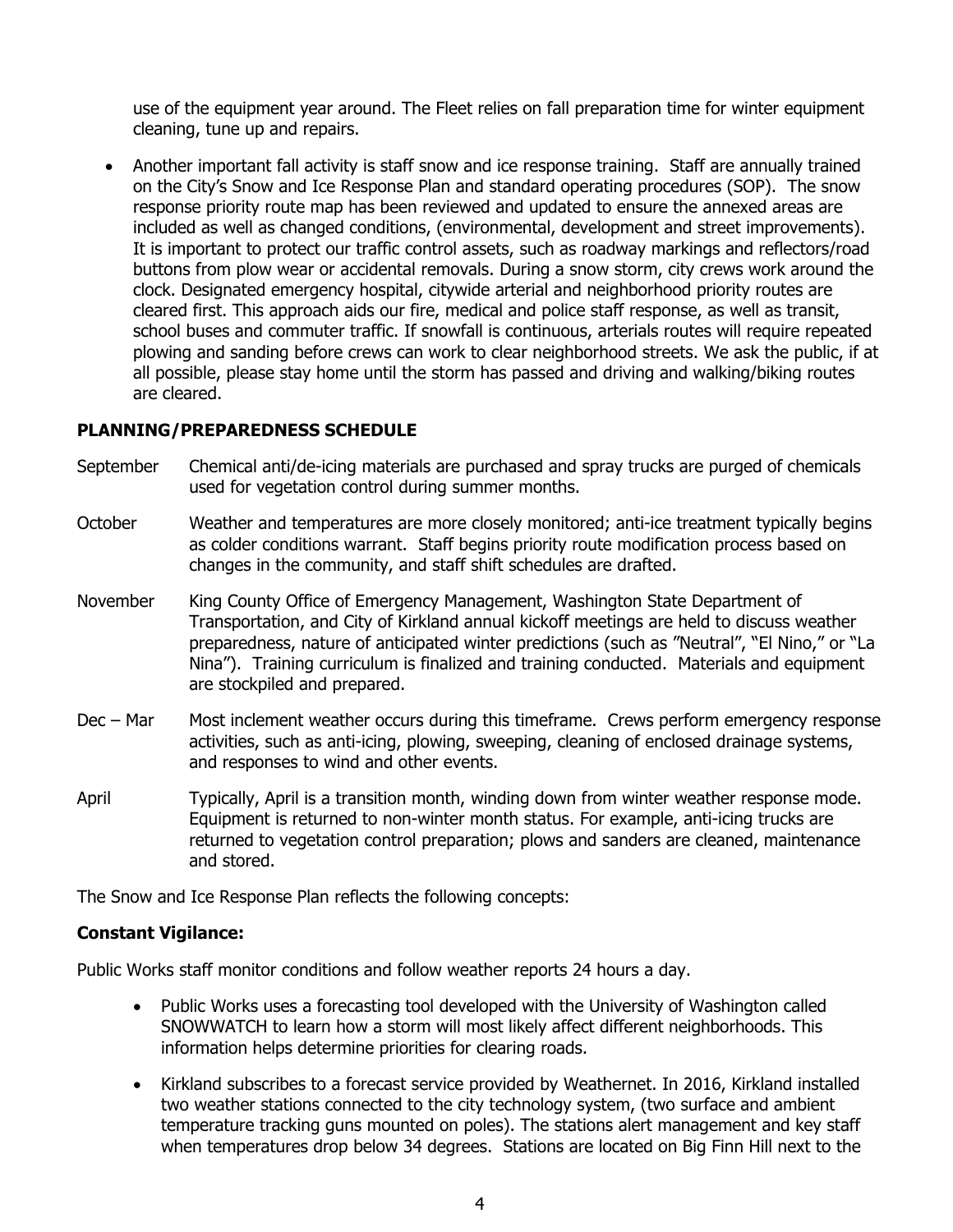use of the equipment year around. The Fleet relies on fall preparation time for winter equipment cleaning, tune up and repairs.

- Another important fall activity is staff snow and ice response training. Staff are annually trained on the City's Snow and Ice Response Plan and standard operating procedures (SOP). The snow response priority route map has been reviewed and updated to ensure the annexed areas are included as well as changed conditions, (environmental, development and street improvements). It is important to protect our traffic control assets, such as roadway markings and reflectors/road buttons from plow wear or accidental removals. During a snow storm, city crews work around the clock. Designated emergency hospital, citywide arterial and neighborhood priority routes are cleared first. This approach aids our fire, medical and police staff response, as well as transit, school buses and commuter traffic. If snowfall is continuous, arterials routes will require repeated plowing and sanding before crews can work to clear neighborhood streets. We ask the public, if at all possible, please stay home until the storm has passed and driving and walking/biking routes are cleared.

**PLANNING/PREPAREDNESS SCHEDULE**

September — Chemical anti/de-icing materials are purchased and spray trucks are purged of chemicals used for vegetation control during summer months.

October — Weather and temperatures are more closely monitored; anti-ice treatment typically begins as colder conditions warrant. Staff begins priority route modification process based on changes in the community, and staff shift schedules are drafted.

November — King County Office of Emergency Management, Washington State Department of Transportation, and City of Kirkland annual kickoff meetings are held to discuss weather preparedness, nature of anticipated winter predictions (such as "Neutral", "El Nino," or "La Nina"). Training curriculum is finalized and training conducted. Materials and equipment are stockpiled and prepared.

Dec – Mar — Most inclement weather occurs during this timeframe. Crews perform emergency response activities, such as anti-icing, plowing, sweeping, cleaning of enclosed drainage systems, and responses to wind and other events.

April — Typically, April is a transition month, winding down from winter weather response mode. Equipment is returned to non-winter month status. For example, anti-icing trucks are returned to vegetation control preparation; plows and sanders are cleaned, maintenance and stored.

The Snow and Ice Response Plan reflects the following concepts:

**Constant Vigilance:**

Public Works staff monitor conditions and follow weather reports 24 hours a day.

- Public Works uses a forecasting tool developed with the University of Washington called SNOWWATCH to learn how a storm will most likely affect different neighborhoods. This information helps determine priorities for clearing roads.
- Kirkland subscribes to a forecast service provided by Weathernet. In 2016, Kirkland installed two weather stations connected to the city technology system, (two surface and ambient temperature tracking guns mounted on poles). The stations alert management and key staff when temperatures drop below 34 degrees. Stations are located on Big Finn Hill next to the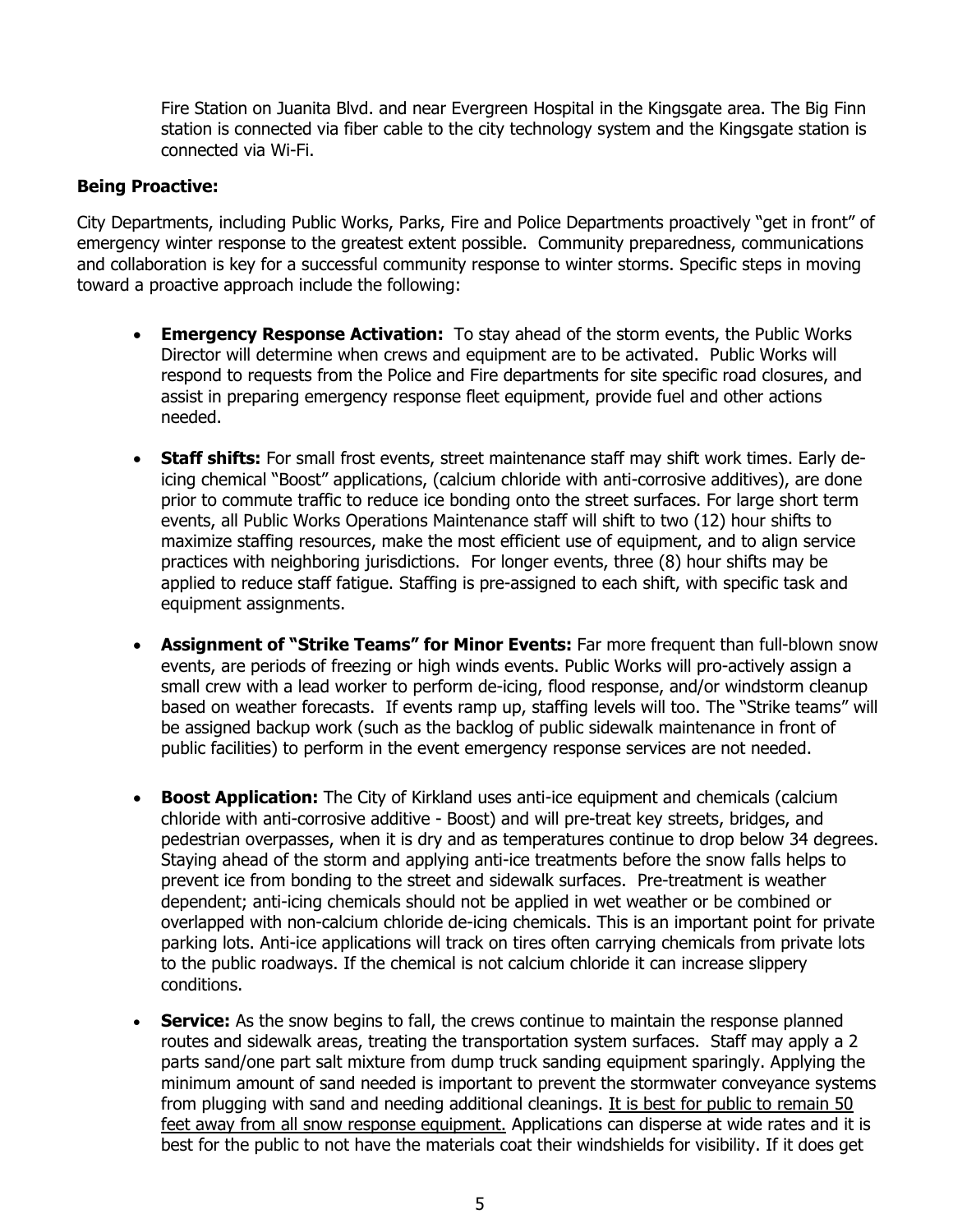Fire Station on Juanita Blvd. and near Evergreen Hospital in the Kingsgate area. The Big Finn station is connected via fiber cable to the city technology system and the Kingsgate station is connected via Wi-Fi.

**Being Proactive:**

City Departments, including Public Works, Parks, Fire and Police Departments proactively "get in front" of emergency winter response to the greatest extent possible. Community preparedness, communications and collaboration is key for a successful community response to winter storms. Specific steps in moving toward a proactive approach include the following:

- **Emergency Response Activation:** To stay ahead of the storm events, the Public Works Director will determine when crews and equipment are to be activated. Public Works will respond to requests from the Police and Fire departments for site specific road closures, and assist in preparing emergency response fleet equipment, provide fuel and other actions needed.
- **Staff shifts:** For small frost events, street maintenance staff may shift work times. Early de-icing chemical "Boost" applications, (calcium chloride with anti-corrosive additives), are done prior to commute traffic to reduce ice bonding onto the street surfaces. For large short term events, all Public Works Operations Maintenance staff will shift to two (12) hour shifts to maximize staffing resources, make the most efficient use of equipment, and to align service practices with neighboring jurisdictions. For longer events, three (8) hour shifts may be applied to reduce staff fatigue. Staffing is pre-assigned to each shift, with specific task and equipment assignments.
- **Assignment of "Strike Teams" for Minor Events:** Far more frequent than full-blown snow events, are periods of freezing or high winds events. Public Works will pro-actively assign a small crew with a lead worker to perform de-icing, flood response, and/or windstorm cleanup based on weather forecasts. If events ramp up, staffing levels will too. The "Strike teams" will be assigned backup work (such as the backlog of public sidewalk maintenance in front of public facilities) to perform in the event emergency response services are not needed.
- **Boost Application:** The City of Kirkland uses anti-ice equipment and chemicals (calcium chloride with anti-corrosive additive - Boost) and will pre-treat key streets, bridges, and pedestrian overpasses, when it is dry and as temperatures continue to drop below 34 degrees. Staying ahead of the storm and applying anti-ice treatments before the snow falls helps to prevent ice from bonding to the street and sidewalk surfaces. Pre-treatment is weather dependent; anti-icing chemicals should not be applied in wet weather or be combined or overlapped with non-calcium chloride de-icing chemicals. This is an important point for private parking lots. Anti-ice applications will track on tires often carrying chemicals from private lots to the public roadways. If the chemical is not calcium chloride it can increase slippery conditions.
- **Service:** As the snow begins to fall, the crews continue to maintain the response planned routes and sidewalk areas, treating the transportation system surfaces. Staff may apply a 2 parts sand/one part salt mixture from dump truck sanding equipment sparingly. Applying the minimum amount of sand needed is important to prevent the stormwater conveyance systems from plugging with sand and needing additional cleanings. <u>It is best for public to remain 50 feet away from all snow response equipment.</u> Applications can disperse at wide rates and it is best for the public to not have the materials coat their windshields for visibility. If it does get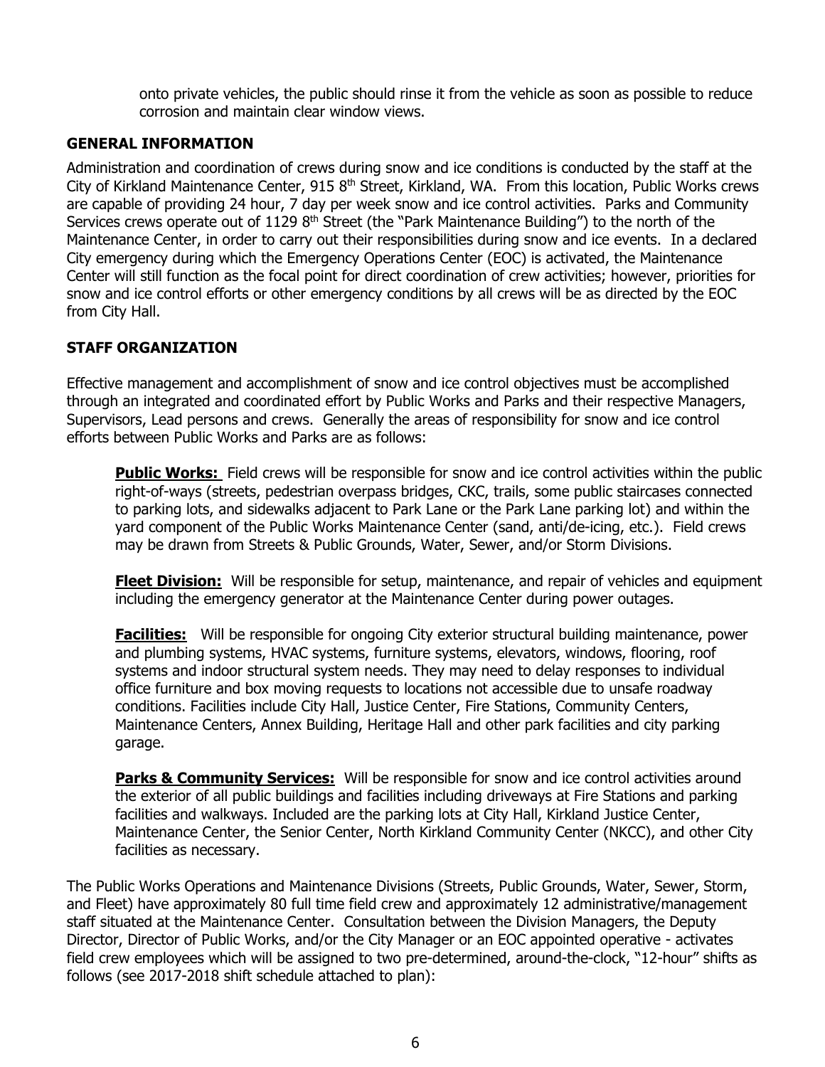onto private vehicles, the public should rinse it from the vehicle as soon as possible to reduce corrosion and maintain clear window views.

## GENERAL INFORMATION

Administration and coordination of crews during snow and ice conditions is conducted by the staff at the City of Kirkland Maintenance Center, 915 8th Street, Kirkland, WA. From this location, Public Works crews are capable of providing 24 hour, 7 day per week snow and ice control activities. Parks and Community Services crews operate out of 1129 8th Street (the "Park Maintenance Building") to the north of the Maintenance Center, in order to carry out their responsibilities during snow and ice events. In a declared City emergency during which the Emergency Operations Center (EOC) is activated, the Maintenance Center will still function as the focal point for direct coordination of crew activities; however, priorities for snow and ice control efforts or other emergency conditions by all crews will be as directed by the EOC from City Hall.

## STAFF ORGANIZATION

Effective management and accomplishment of snow and ice control objectives must be accomplished through an integrated and coordinated effort by Public Works and Parks and their respective Managers, Supervisors, Lead persons and crews. Generally the areas of responsibility for snow and ice control efforts between Public Works and Parks are as follows:

**Public Works:** Field crews will be responsible for snow and ice control activities within the public right-of-ways (streets, pedestrian overpass bridges, CKC, trails, some public staircases connected to parking lots, and sidewalks adjacent to Park Lane or the Park Lane parking lot) and within the yard component of the Public Works Maintenance Center (sand, anti/de-icing, etc.). Field crews may be drawn from Streets & Public Grounds, Water, Sewer, and/or Storm Divisions.

**Fleet Division:** Will be responsible for setup, maintenance, and repair of vehicles and equipment including the emergency generator at the Maintenance Center during power outages.

**Facilities:** Will be responsible for ongoing City exterior structural building maintenance, power and plumbing systems, HVAC systems, furniture systems, elevators, windows, flooring, roof systems and indoor structural system needs. They may need to delay responses to individual office furniture and box moving requests to locations not accessible due to unsafe roadway conditions. Facilities include City Hall, Justice Center, Fire Stations, Community Centers, Maintenance Centers, Annex Building, Heritage Hall and other park facilities and city parking garage.

**Parks & Community Services:** Will be responsible for snow and ice control activities around the exterior of all public buildings and facilities including driveways at Fire Stations and parking facilities and walkways. Included are the parking lots at City Hall, Kirkland Justice Center, Maintenance Center, the Senior Center, North Kirkland Community Center (NKCC), and other City facilities as necessary.

The Public Works Operations and Maintenance Divisions (Streets, Public Grounds, Water, Sewer, Storm, and Fleet) have approximately 80 full time field crew and approximately 12 administrative/management staff situated at the Maintenance Center. Consultation between the Division Managers, the Deputy Director, Director of Public Works, and/or the City Manager or an EOC appointed operative - activates field crew employees which will be assigned to two pre-determined, around-the-clock, "12-hour" shifts as follows (see 2017-2018 shift schedule attached to plan):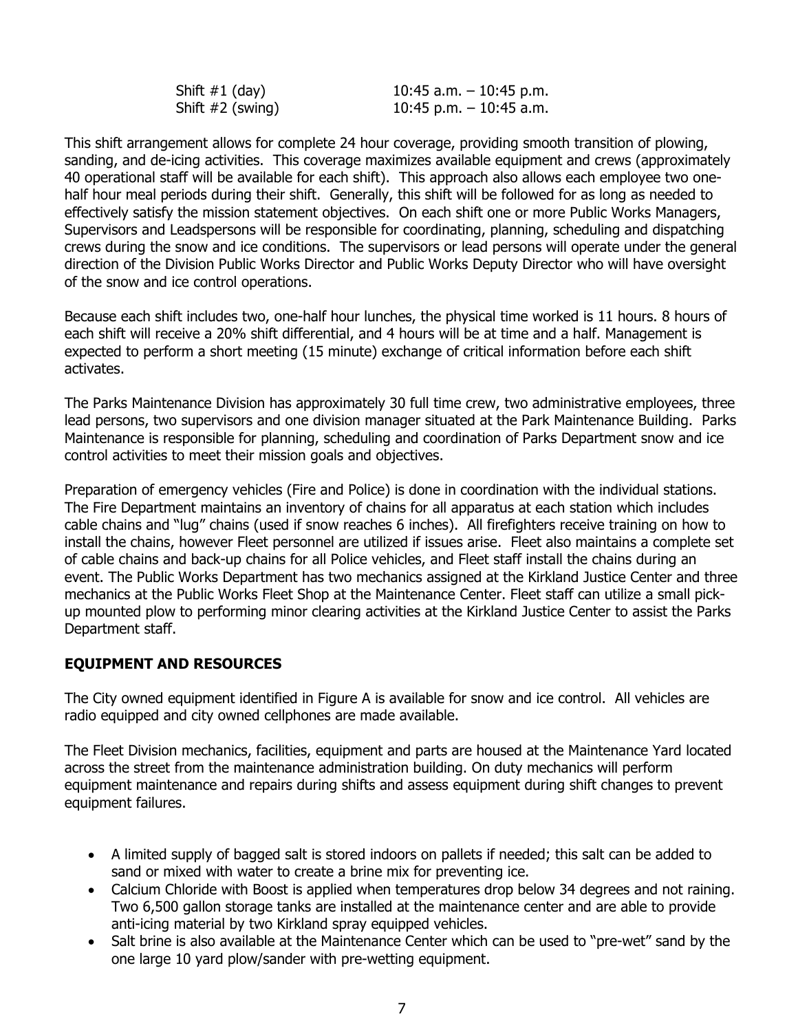| | |
|---|---|
| Shift #1 (day) | 10:45 a.m. – 10:45 p.m. |
| Shift #2 (swing) | 10:45 p.m. – 10:45 a.m. |

This shift arrangement allows for complete 24 hour coverage, providing smooth transition of plowing, sanding, and de-icing activities. This coverage maximizes available equipment and crews (approximately 40 operational staff will be available for each shift). This approach also allows each employee two one-half hour meal periods during their shift. Generally, this shift will be followed for as long as needed to effectively satisfy the mission statement objectives. On each shift one or more Public Works Managers, Supervisors and Leadspersons will be responsible for coordinating, planning, scheduling and dispatching crews during the snow and ice conditions. The supervisors or lead persons will operate under the general direction of the Division Public Works Director and Public Works Deputy Director who will have oversight of the snow and ice control operations.

Because each shift includes two, one-half hour lunches, the physical time worked is 11 hours. 8 hours of each shift will receive a 20% shift differential, and 4 hours will be at time and a half. Management is expected to perform a short meeting (15 minute) exchange of critical information before each shift activates.

The Parks Maintenance Division has approximately 30 full time crew, two administrative employees, three lead persons, two supervisors and one division manager situated at the Park Maintenance Building. Parks Maintenance is responsible for planning, scheduling and coordination of Parks Department snow and ice control activities to meet their mission goals and objectives.

Preparation of emergency vehicles (Fire and Police) is done in coordination with the individual stations. The Fire Department maintains an inventory of chains for all apparatus at each station which includes cable chains and "lug" chains (used if snow reaches 6 inches). All firefighters receive training on how to install the chains, however Fleet personnel are utilized if issues arise. Fleet also maintains a complete set of cable chains and back-up chains for all Police vehicles, and Fleet staff install the chains during an event. The Public Works Department has two mechanics assigned at the Kirkland Justice Center and three mechanics at the Public Works Fleet Shop at the Maintenance Center. Fleet staff can utilize a small pick-up mounted plow to performing minor clearing activities at the Kirkland Justice Center to assist the Parks Department staff.

## EQUIPMENT AND RESOURCES

The City owned equipment identified in Figure A is available for snow and ice control. All vehicles are radio equipped and city owned cellphones are made available.

The Fleet Division mechanics, facilities, equipment and parts are housed at the Maintenance Yard located across the street from the maintenance administration building. On duty mechanics will perform equipment maintenance and repairs during shifts and assess equipment during shift changes to prevent equipment failures.

- A limited supply of bagged salt is stored indoors on pallets if needed; this salt can be added to sand or mixed with water to create a brine mix for preventing ice.
- Calcium Chloride with Boost is applied when temperatures drop below 34 degrees and not raining. Two 6,500 gallon storage tanks are installed at the maintenance center and are able to provide anti-icing material by two Kirkland spray equipped vehicles.
- Salt brine is also available at the Maintenance Center which can be used to "pre-wet" sand by the one large 10 yard plow/sander with pre-wetting equipment.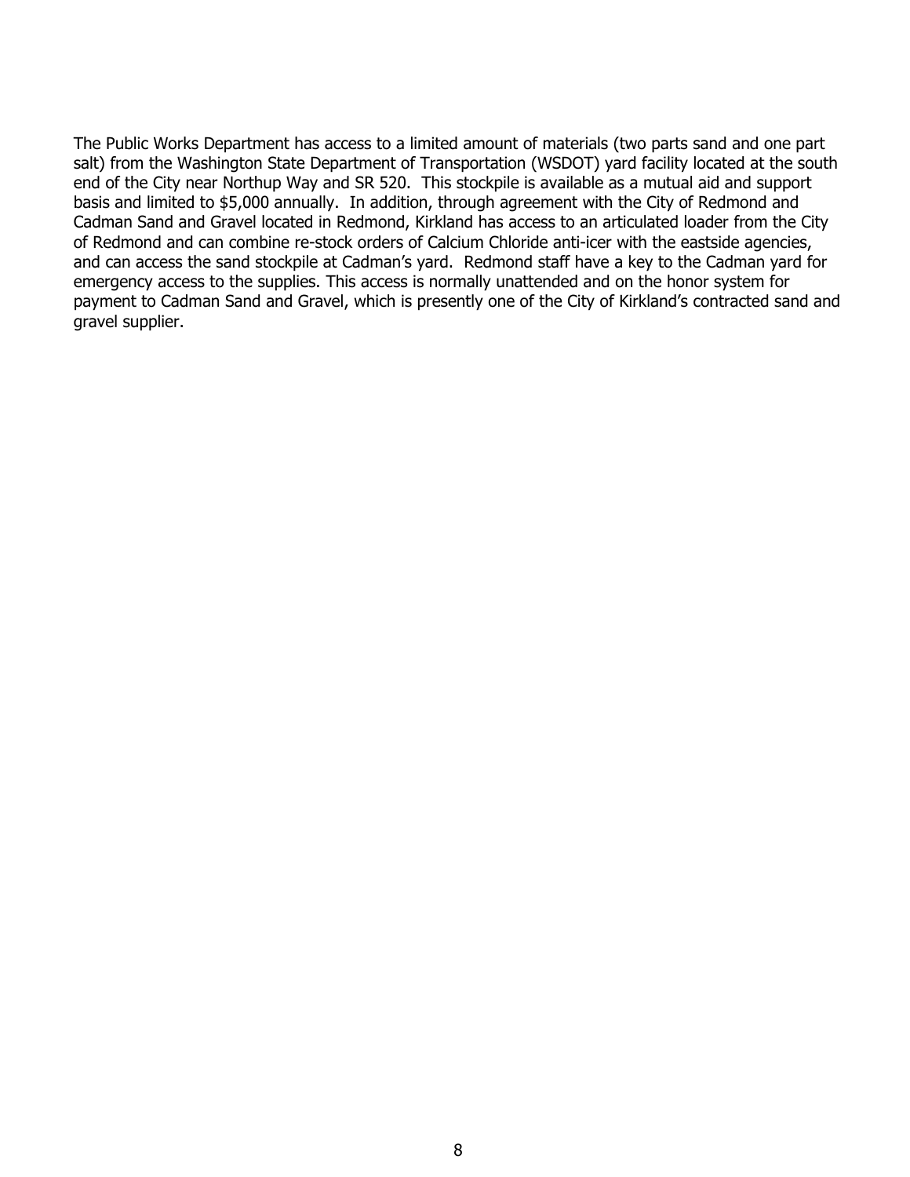The Public Works Department has access to a limited amount of materials (two parts sand and one part salt) from the Washington State Department of Transportation (WSDOT) yard facility located at the south end of the City near Northup Way and SR 520. This stockpile is available as a mutual aid and support basis and limited to $5,000 annually. In addition, through agreement with the City of Redmond and Cadman Sand and Gravel located in Redmond, Kirkland has access to an articulated loader from the City of Redmond and can combine re-stock orders of Calcium Chloride anti-icer with the eastside agencies, and can access the sand stockpile at Cadman's yard. Redmond staff have a key to the Cadman yard for emergency access to the supplies. This access is normally unattended and on the honor system for payment to Cadman Sand and Gravel, which is presently one of the City of Kirkland's contracted sand and gravel supplier.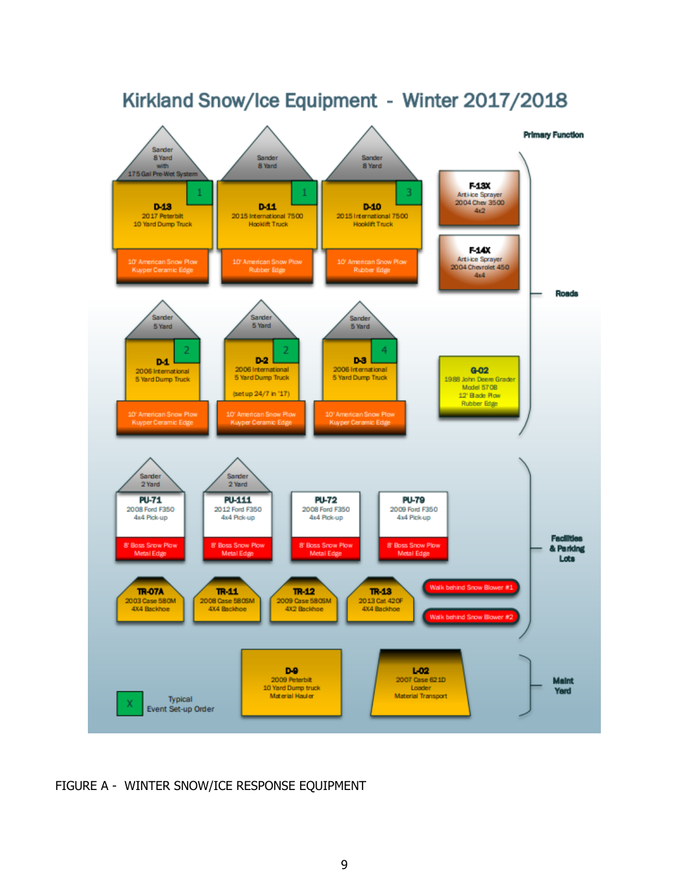# Kirkland Snow/Ice Equipment - Winter 2017/2018

**Primary Function**

## Roads

| Unit | Sander | Description | Plow | Typical Event Set-up Order |
|---|---|---|---|---|
| D-13 | Sander 8 Yard with 175 Gal Pre-Wet System | 2017 Peterbilt 10 Yard Dump Truck | 10' American Snow Plow Kuyper Ceramic Edge | 1 |
| D-11 | Sander 8 Yard | 2015 International 7500 Hooklift Truck | 10' American Snow Plow Rubber Edge | 1 |
| D-10 | Sander 8 Yard | 2015 International 7500 Hooklift Truck | 10' American Snow Plow Rubber Edge | 3 |
| D-1 | Sander 5 Yard | 2006 International 5 Yard Dump Truck | 10' American Snow Plow Kuyper Ceramic Edge | 2 |
| D-2 | Sander 5 Yard | 2006 International 5 Yard Dump Truck (set up 24/7 in '17) | 10' American Snow Plow Kuyper Ceramic Edge | 2 |
| D-3 | Sander 5 Yard | 2006 International 5 Yard Dump Truck | 10' American Snow Plow Kuyper Ceramic Edge | 4 |
| F-13X | | Anti-ice Sprayer 2004 Chev 3500 4x2 | | |
| F-14X | | Anti-ice Sprayer 2004 Chevrolet 450 4x4 | | |
| G-02 | | 1988 John Deere Grader Model 570B 12' Blade Plow Rubber Edge | | |

## Facilities & Parking Lots

| Unit | Sander | Description | Plow |
|---|---|---|---|
| PU-71 | Sander 2 Yard | 2008 Ford F350 4x4 Pick-up | 8' Boss Snow Plow Metal Edge |
| PU-111 | Sander 2 Yard | 2012 Ford F350 4x4 Pick-up | 8' Boss Snow Plow Metal Edge |
| PU-72 | | 2008 Ford F350 4x4 Pick-up | 8' Boss Snow Plow Metal Edge |
| PU-79 | | 2009 Ford F350 4x4 Pick-up | 8' Boss Snow Plow Metal Edge |
| TR-07A | | 2003 Case 580M 4X4 Backhoe | |
| TR-11 | | 2008 Case 580SM 4X4 Backhoe | |
| TR-12 | | 2009 Case 580SM 4X2 Backhoe | |
| TR-13 | | 2013 Cat 420F 4X4 Backhoe | |
| | | Walk behind Snow Blower #1 | |
| | | Walk behind Snow Blower #2 | |

## Maint Yard

| Unit | Description |
|---|---|
| D-9 | 2009 Peterbilt 10 Yard Dump truck Material Hauler |
| L-02 | 2007 Case 621D Loader Material Transport |

X = Typical Event Set-up Order

FIGURE A - WINTER SNOW/ICE RESPONSE EQUIPMENT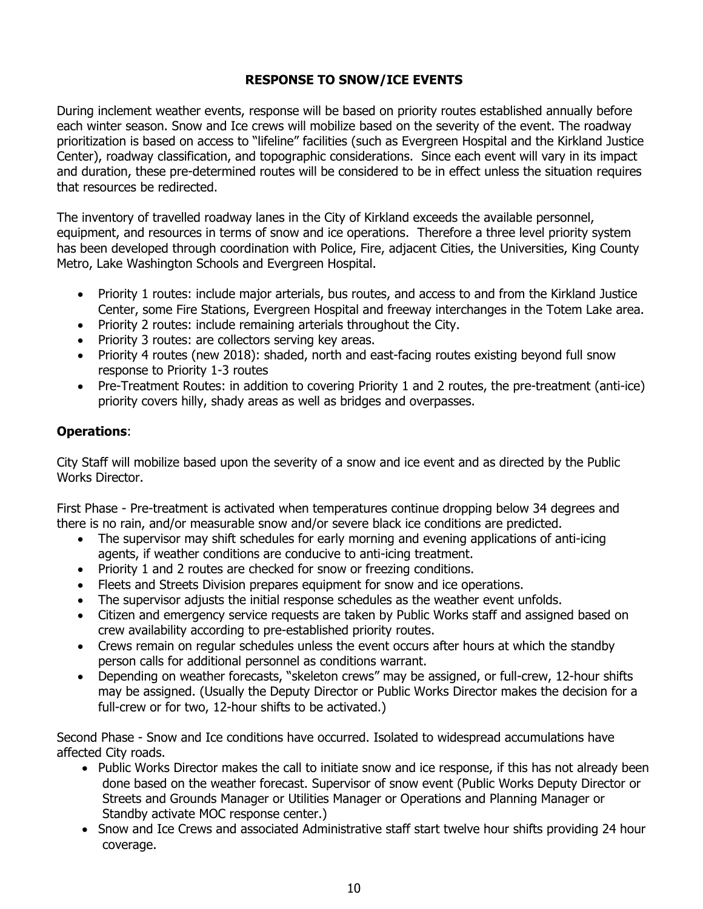## RESPONSE TO SNOW/ICE EVENTS

During inclement weather events, response will be based on priority routes established annually before each winter season. Snow and Ice crews will mobilize based on the severity of the event. The roadway prioritization is based on access to "lifeline" facilities (such as Evergreen Hospital and the Kirkland Justice Center), roadway classification, and topographic considerations. Since each event will vary in its impact and duration, these pre-determined routes will be considered to be in effect unless the situation requires that resources be redirected.

The inventory of travelled roadway lanes in the City of Kirkland exceeds the available personnel, equipment, and resources in terms of snow and ice operations. Therefore a three level priority system has been developed through coordination with Police, Fire, adjacent Cities, the Universities, King County Metro, Lake Washington Schools and Evergreen Hospital.

- Priority 1 routes: include major arterials, bus routes, and access to and from the Kirkland Justice Center, some Fire Stations, Evergreen Hospital and freeway interchanges in the Totem Lake area.
- Priority 2 routes: include remaining arterials throughout the City.
- Priority 3 routes: are collectors serving key areas.
- Priority 4 routes (new 2018): shaded, north and east-facing routes existing beyond full snow response to Priority 1-3 routes
- Pre-Treatment Routes: in addition to covering Priority 1 and 2 routes, the pre-treatment (anti-ice) priority covers hilly, shady areas as well as bridges and overpasses.

### Operations:

City Staff will mobilize based upon the severity of a snow and ice event and as directed by the Public Works Director.

First Phase - Pre-treatment is activated when temperatures continue dropping below 34 degrees and there is no rain, and/or measurable snow and/or severe black ice conditions are predicted.

- The supervisor may shift schedules for early morning and evening applications of anti-icing agents, if weather conditions are conducive to anti-icing treatment.
- Priority 1 and 2 routes are checked for snow or freezing conditions.
- Fleets and Streets Division prepares equipment for snow and ice operations.
- The supervisor adjusts the initial response schedules as the weather event unfolds.
- Citizen and emergency service requests are taken by Public Works staff and assigned based on crew availability according to pre-established priority routes.
- Crews remain on regular schedules unless the event occurs after hours at which the standby person calls for additional personnel as conditions warrant.
- Depending on weather forecasts, "skeleton crews" may be assigned, or full-crew, 12-hour shifts may be assigned. (Usually the Deputy Director or Public Works Director makes the decision for a full-crew or for two, 12-hour shifts to be activated.)

Second Phase - Snow and Ice conditions have occurred. Isolated to widespread accumulations have affected City roads.

- Public Works Director makes the call to initiate snow and ice response, if this has not already been done based on the weather forecast. Supervisor of snow event (Public Works Deputy Director or Streets and Grounds Manager or Utilities Manager or Operations and Planning Manager or Standby activate MOC response center.)
- Snow and Ice Crews and associated Administrative staff start twelve hour shifts providing 24 hour coverage.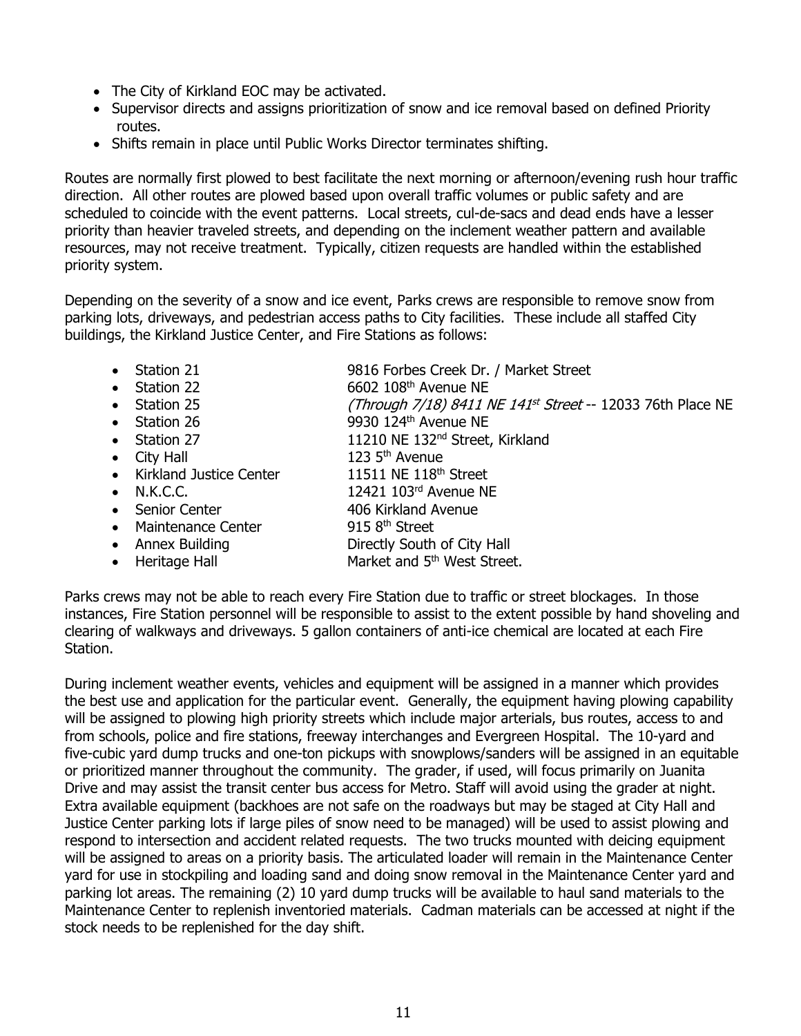- The City of Kirkland EOC may be activated.
- Supervisor directs and assigns prioritization of snow and ice removal based on defined Priority routes.
- Shifts remain in place until Public Works Director terminates shifting.

Routes are normally first plowed to best facilitate the next morning or afternoon/evening rush hour traffic direction. All other routes are plowed based upon overall traffic volumes or public safety and are scheduled to coincide with the event patterns. Local streets, cul-de-sacs and dead ends have a lesser priority than heavier traveled streets, and depending on the inclement weather pattern and available resources, may not receive treatment. Typically, citizen requests are handled within the established priority system.

Depending on the severity of a snow and ice event, Parks crews are responsible to remove snow from parking lots, driveways, and pedestrian access paths to City facilities. These include all staffed City buildings, the Kirkland Justice Center, and Fire Stations as follows:

- Station 21 — 9816 Forbes Creek Dr. / Market Street
- Station 22 — 6602 108th Avenue NE
- Station 25 — *(Through 7/18) 8411 NE 141st Street* -- 12033 76th Place NE
- Station 26 — 9930 124th Avenue NE
- Station 27 — 11210 NE 132nd Street, Kirkland
- City Hall — 123 5th Avenue
- Kirkland Justice Center — 11511 NE 118th Street
- N.K.C.C. — 12421 103rd Avenue NE
- Senior Center — 406 Kirkland Avenue
- Maintenance Center — 915 8th Street
- Annex Building — Directly South of City Hall
- Heritage Hall — Market and 5th West Street.

Parks crews may not be able to reach every Fire Station due to traffic or street blockages. In those instances, Fire Station personnel will be responsible to assist to the extent possible by hand shoveling and clearing of walkways and driveways. 5 gallon containers of anti-ice chemical are located at each Fire Station.

During inclement weather events, vehicles and equipment will be assigned in a manner which provides the best use and application for the particular event. Generally, the equipment having plowing capability will be assigned to plowing high priority streets which include major arterials, bus routes, access to and from schools, police and fire stations, freeway interchanges and Evergreen Hospital. The 10-yard and five-cubic yard dump trucks and one-ton pickups with snowplows/sanders will be assigned in an equitable or prioritized manner throughout the community. The grader, if used, will focus primarily on Juanita Drive and may assist the transit center bus access for Metro. Staff will avoid using the grader at night. Extra available equipment (backhoes are not safe on the roadways but may be staged at City Hall and Justice Center parking lots if large piles of snow need to be managed) will be used to assist plowing and respond to intersection and accident related requests. The two trucks mounted with deicing equipment will be assigned to areas on a priority basis. The articulated loader will remain in the Maintenance Center yard for use in stockpiling and loading sand and doing snow removal in the Maintenance Center yard and parking lot areas. The remaining (2) 10 yard dump trucks will be available to haul sand materials to the Maintenance Center to replenish inventoried materials. Cadman materials can be accessed at night if the stock needs to be replenished for the day shift.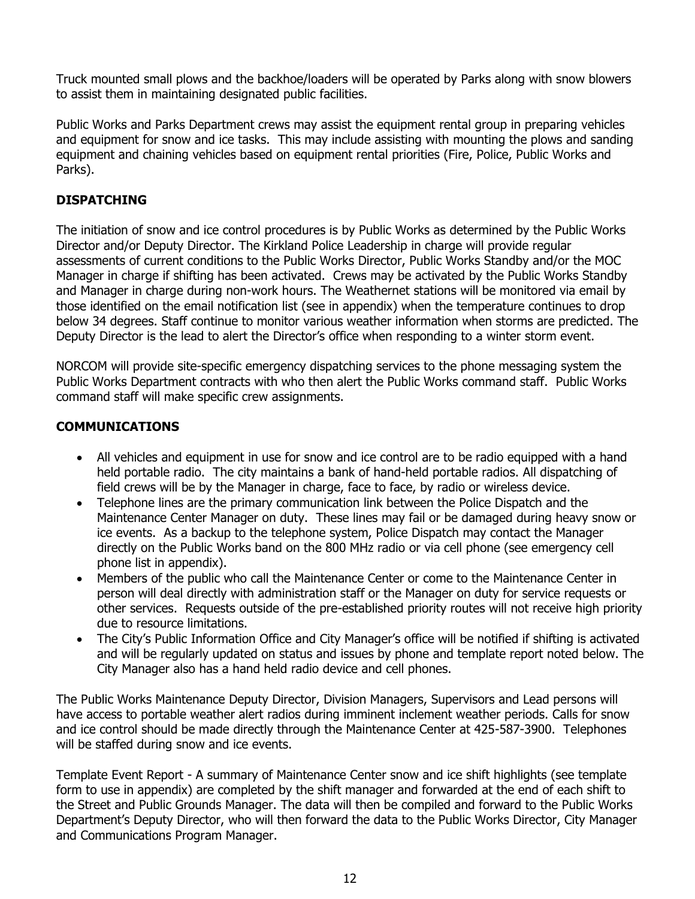Truck mounted small plows and the backhoe/loaders will be operated by Parks along with snow blowers to assist them in maintaining designated public facilities.

Public Works and Parks Department crews may assist the equipment rental group in preparing vehicles and equipment for snow and ice tasks. This may include assisting with mounting the plows and sanding equipment and chaining vehicles based on equipment rental priorities (Fire, Police, Public Works and Parks).

## DISPATCHING

The initiation of snow and ice control procedures is by Public Works as determined by the Public Works Director and/or Deputy Director. The Kirkland Police Leadership in charge will provide regular assessments of current conditions to the Public Works Director, Public Works Standby and/or the MOC Manager in charge if shifting has been activated. Crews may be activated by the Public Works Standby and Manager in charge during non-work hours. The Weathernet stations will be monitored via email by those identified on the email notification list (see in appendix) when the temperature continues to drop below 34 degrees. Staff continue to monitor various weather information when storms are predicted. The Deputy Director is the lead to alert the Director's office when responding to a winter storm event.

NORCOM will provide site-specific emergency dispatching services to the phone messaging system the Public Works Department contracts with who then alert the Public Works command staff. Public Works command staff will make specific crew assignments.

## COMMUNICATIONS

- All vehicles and equipment in use for snow and ice control are to be radio equipped with a hand held portable radio. The city maintains a bank of hand-held portable radios. All dispatching of field crews will be by the Manager in charge, face to face, by radio or wireless device.
- Telephone lines are the primary communication link between the Police Dispatch and the Maintenance Center Manager on duty. These lines may fail or be damaged during heavy snow or ice events. As a backup to the telephone system, Police Dispatch may contact the Manager directly on the Public Works band on the 800 MHz radio or via cell phone (see emergency cell phone list in appendix).
- Members of the public who call the Maintenance Center or come to the Maintenance Center in person will deal directly with administration staff or the Manager on duty for service requests or other services. Requests outside of the pre-established priority routes will not receive high priority due to resource limitations.
- The City's Public Information Office and City Manager's office will be notified if shifting is activated and will be regularly updated on status and issues by phone and template report noted below. The City Manager also has a hand held radio device and cell phones.

The Public Works Maintenance Deputy Director, Division Managers, Supervisors and Lead persons will have access to portable weather alert radios during imminent inclement weather periods. Calls for snow and ice control should be made directly through the Maintenance Center at 425-587-3900. Telephones will be staffed during snow and ice events.

Template Event Report - A summary of Maintenance Center snow and ice shift highlights (see template form to use in appendix) are completed by the shift manager and forwarded at the end of each shift to the Street and Public Grounds Manager. The data will then be compiled and forward to the Public Works Department's Deputy Director, who will then forward the data to the Public Works Director, City Manager and Communications Program Manager.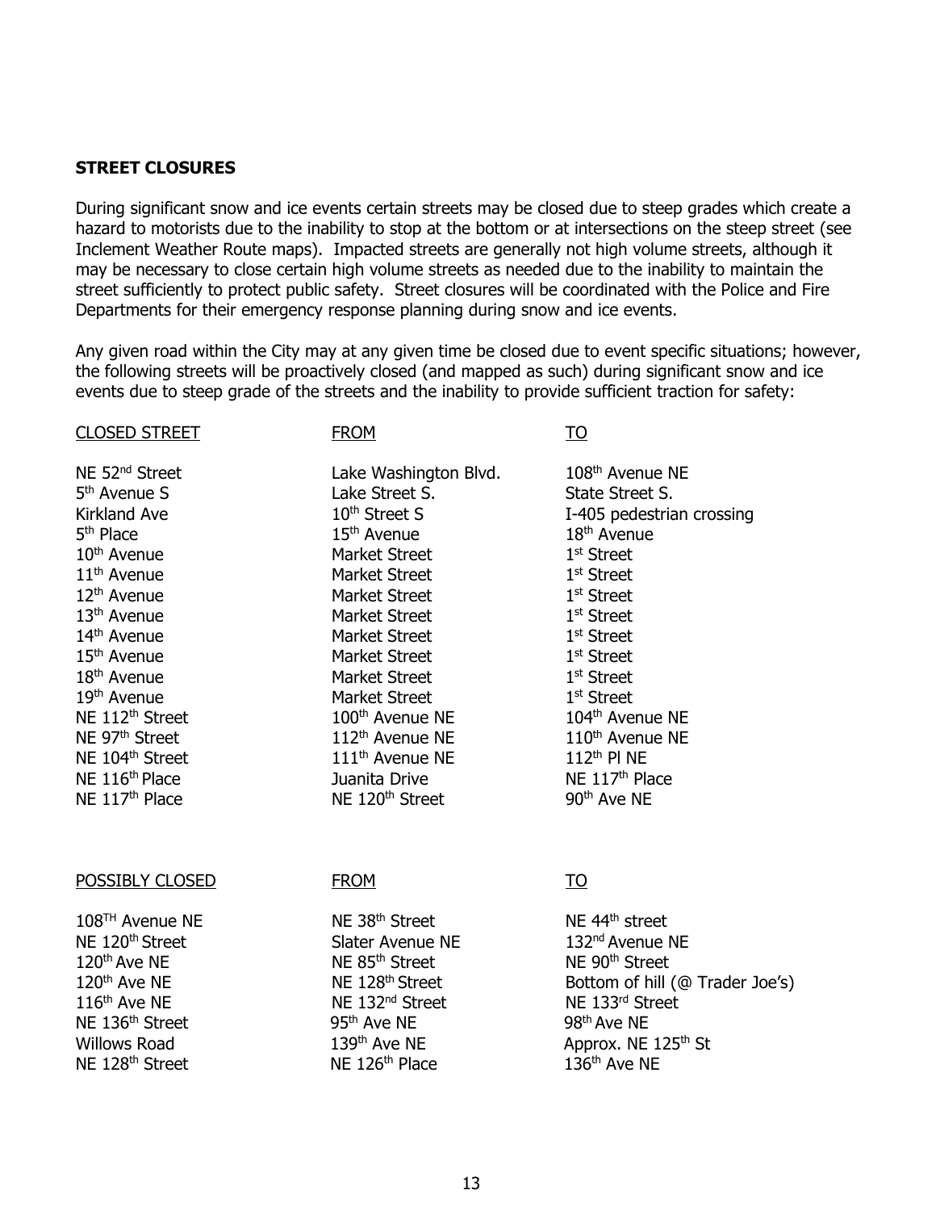**STREET CLOSURES**

During significant snow and ice events certain streets may be closed due to steep grades which create a hazard to motorists due to the inability to stop at the bottom or at intersections on the steep street (see Inclement Weather Route maps). Impacted streets are generally not high volume streets, although it may be necessary to close certain high volume streets as needed due to the inability to maintain the street sufficiently to protect public safety. Street closures will be coordinated with the Police and Fire Departments for their emergency response planning during snow and ice events.

Any given road within the City may at any given time be closed due to event specific situations; however, the following streets will be proactively closed (and mapped as such) during significant snow and ice events due to steep grade of the streets and the inability to provide sufficient traction for safety:

| CLOSED STREET | FROM | TO |
|---|---|---|
| NE 52nd Street | Lake Washington Blvd. | 108th Avenue NE |
| 5th Avenue S | Lake Street S. | State Street S. |
| Kirkland Ave | 10th Street S | I-405 pedestrian crossing |
| 5th Place | 15th Avenue | 18th Avenue |
| 10th Avenue | Market Street | 1st Street |
| 11th Avenue | Market Street | 1st Street |
| 12th Avenue | Market Street | 1st Street |
| 13th Avenue | Market Street | 1st Street |
| 14th Avenue | Market Street | 1st Street |
| 15th Avenue | Market Street | 1st Street |
| 18th Avenue | Market Street | 1st Street |
| 19th Avenue | Market Street | 1st Street |
| NE 112th Street | 100th Avenue NE | 104th Avenue NE |
| NE 97th Street | 112th Avenue NE | 110th Avenue NE |
| NE 104th Street | 111th Avenue NE | 112th Pl NE |
| NE 116th Place | Juanita Drive | NE 117th Place |
| NE 117th Place | NE 120th Street | 90th Ave NE |

| POSSIBLY CLOSED | FROM | TO |
|---|---|---|
| 108TH Avenue NE | NE 38th Street | NE 44th street |
| NE 120th Street | Slater Avenue NE | 132nd Avenue NE |
| 120th Ave NE | NE 85th Street | NE 90th Street |
| 120th Ave NE | NE 128th Street | Bottom of hill (@ Trader Joe's) |
| 116th Ave NE | NE 132nd Street | NE 133rd Street |
| NE 136th Street | 95th Ave NE | 98th Ave NE |
| Willows Road | 139th Ave NE | Approx. NE 125th St |
| NE 128th Street | NE 126th Place | 136th Ave NE |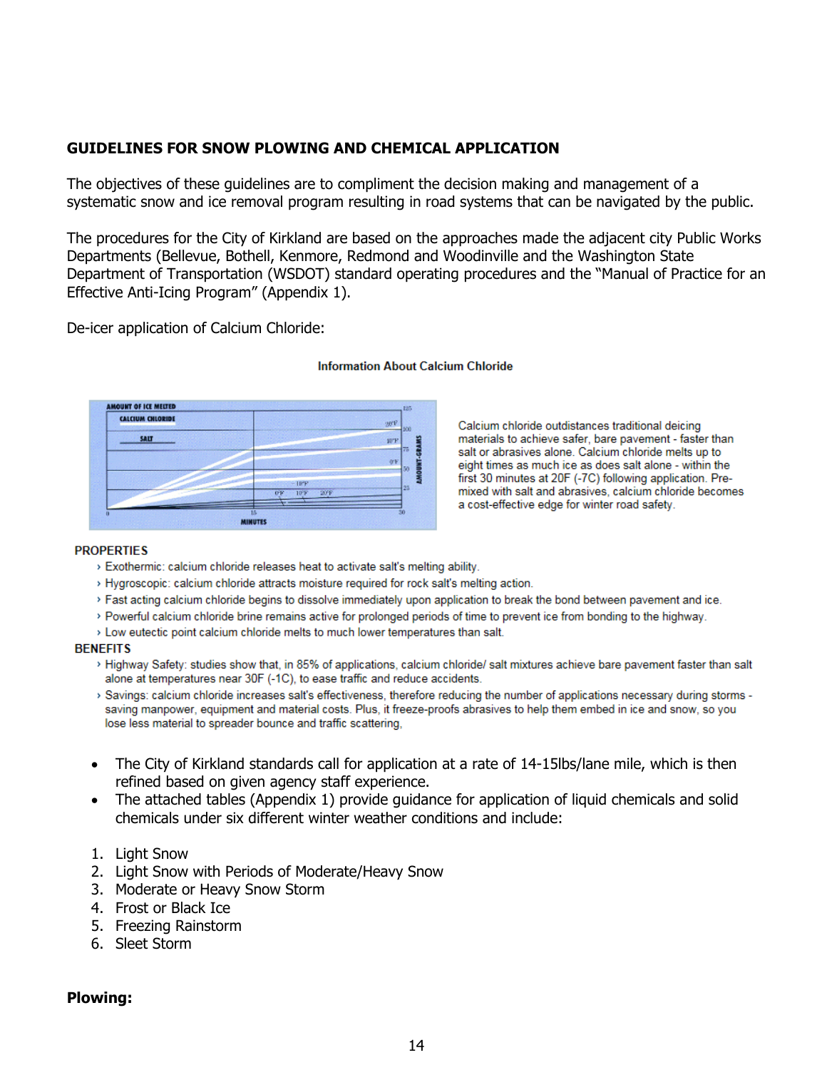**GUIDELINES FOR SNOW PLOWING AND CHEMICAL APPLICATION**

The objectives of these guidelines are to compliment the decision making and management of a systematic snow and ice removal program resulting in road systems that can be navigated by the public.

The procedures for the City of Kirkland are based on the approaches made the adjacent city Public Works Departments (Bellevue, Bothell, Kenmore, Redmond and Woodinville and the Washington State Department of Transportation (WSDOT) standard operating procedures and the "Manual of Practice for an Effective Anti-Icing Program" (Appendix 1).

De-icer application of Calcium Chloride:

Information About Calcium Chloride

Calcium chloride outdistances traditional deicing materials to achieve safer, bare pavement - faster than salt or abrasives alone. Calcium chloride melts up to eight times as much ice as does salt alone - within the first 30 minutes at 20F (-7C) following application. Pre-mixed with salt and abrasives, calcium chloride becomes a cost-effective edge for winter road safety.

PROPERTIES

- Exothermic: calcium chloride releases heat to activate salt's melting ability.
- Hygroscopic: calcium chloride attracts moisture required for rock salt's melting action.
- Fast acting calcium chloride begins to dissolve immediately upon application to break the bond between pavement and ice.
- Powerful calcium chloride brine remains active for prolonged periods of time to prevent ice from bonding to the highway.
- Low eutectic point calcium chloride melts to much lower temperatures than salt.

BENEFITS

- Highway Safety: studies show that, in 85% of applications, calcium chloride/ salt mixtures achieve bare pavement faster than salt alone at temperatures near 30F (-1C), to ease traffic and reduce accidents.
- Savings: calcium chloride increases salt's effectiveness, therefore reducing the number of applications necessary during storms - saving manpower, equipment and material costs. Plus, it freeze-proofs abrasives to help them embed in ice and snow, so you lose less material to spreader bounce and traffic scattering,

- The City of Kirkland standards call for application at a rate of 14-15lbs/lane mile, which is then refined based on given agency staff experience.
- The attached tables (Appendix 1) provide guidance for application of liquid chemicals and solid chemicals under six different winter weather conditions and include:

1. Light Snow
2. Light Snow with Periods of Moderate/Heavy Snow
3. Moderate or Heavy Snow Storm
4. Frost or Black Ice
5. Freezing Rainstorm
6. Sleet Storm

**Plowing:**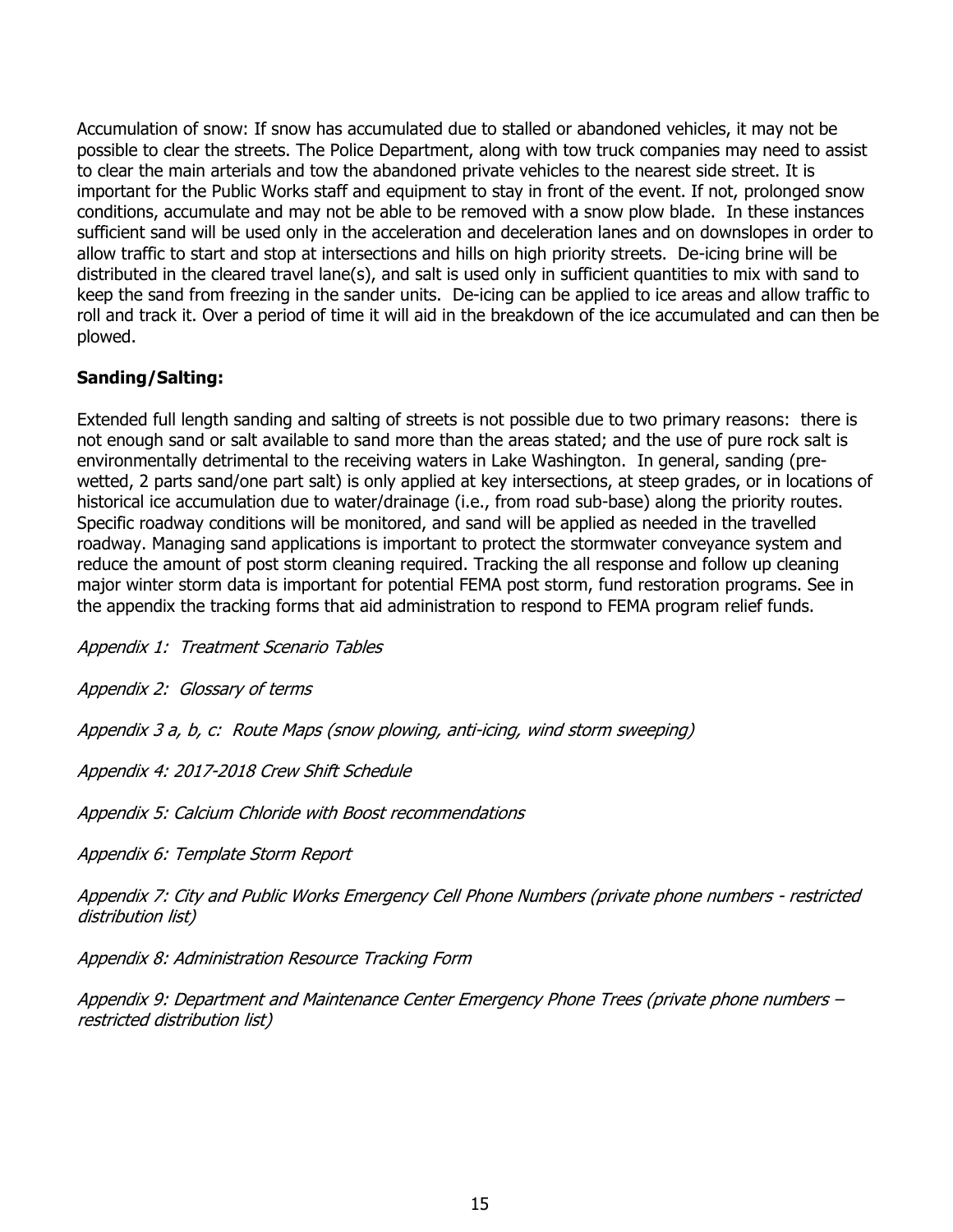Accumulation of snow: If snow has accumulated due to stalled or abandoned vehicles, it may not be possible to clear the streets. The Police Department, along with tow truck companies may need to assist to clear the main arterials and tow the abandoned private vehicles to the nearest side street. It is important for the Public Works staff and equipment to stay in front of the event. If not, prolonged snow conditions, accumulate and may not be able to be removed with a snow plow blade. In these instances sufficient sand will be used only in the acceleration and deceleration lanes and on downslopes in order to allow traffic to start and stop at intersections and hills on high priority streets. De-icing brine will be distributed in the cleared travel lane(s), and salt is used only in sufficient quantities to mix with sand to keep the sand from freezing in the sander units. De-icing can be applied to ice areas and allow traffic to roll and track it. Over a period of time it will aid in the breakdown of the ice accumulated and can then be plowed.

**Sanding/Salting:**

Extended full length sanding and salting of streets is not possible due to two primary reasons: there is not enough sand or salt available to sand more than the areas stated; and the use of pure rock salt is environmentally detrimental to the receiving waters in Lake Washington. In general, sanding (pre-wetted, 2 parts sand/one part salt) is only applied at key intersections, at steep grades, or in locations of historical ice accumulation due to water/drainage (i.e., from road sub-base) along the priority routes. Specific roadway conditions will be monitored, and sand will be applied as needed in the travelled roadway. Managing sand applications is important to protect the stormwater conveyance system and reduce the amount of post storm cleaning required. Tracking the all response and follow up cleaning major winter storm data is important for potential FEMA post storm, fund restoration programs. See in the appendix the tracking forms that aid administration to respond to FEMA program relief funds.

*Appendix 1: Treatment Scenario Tables*

*Appendix 2: Glossary of terms*

*Appendix 3 a, b, c: Route Maps (snow plowing, anti-icing, wind storm sweeping)*

*Appendix 4: 2017-2018 Crew Shift Schedule*

*Appendix 5: Calcium Chloride with Boost recommendations*

*Appendix 6: Template Storm Report*

*Appendix 7: City and Public Works Emergency Cell Phone Numbers (private phone numbers - restricted distribution list)*

*Appendix 8: Administration Resource Tracking Form*

*Appendix 9: Department and Maintenance Center Emergency Phone Trees (private phone numbers – restricted distribution list)*